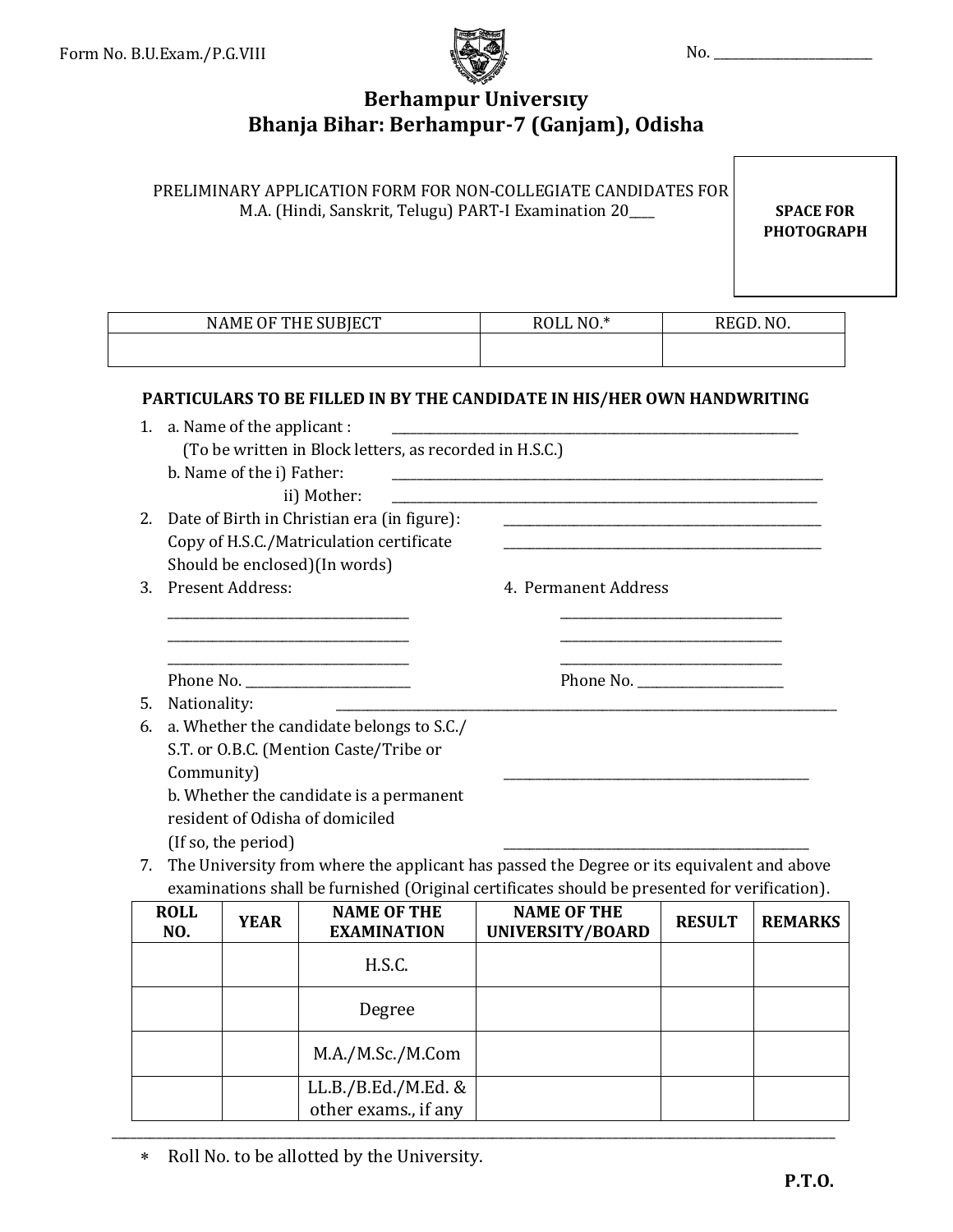Form No. B.U.Exam./P.G.VIII

No. ______________________

# Berhampur University
## Bhanja Bihar: Berhampur-7 (Ganjam), Odisha

PRELIMINARY APPLICATION FORM FOR NON-COLLEGIATE CANDIDATES FOR M.A. (Hindi, Sanskrit, Telugu) PART-I Examination 20___

**SPACE FOR PHOTOGRAPH**

| NAME OF THE SUBJECT | ROLL NO.* | REGD. NO. |
|---|---|---|
| | | |

**PARTICULARS TO BE FILLED IN BY THE CANDIDATE IN HIS/HER OWN HANDWRITING**

1. a. Name of the applicant : ______________________________
   (To be written in Block letters, as recorded in H.S.C.)
   b. Name of the i) Father: ______________________________
   ii) Mother: ______________________________
2. Date of Birth in Christian era (in figure): ______________________________
   Copy of H.S.C./Matriculation certificate Should be enclosed)(In words) ______________________________
3. Present Address:
   ______________________________
   ______________________________
   ______________________________
   Phone No. ______________________
4. Permanent Address
   ______________________________
   ______________________________
   ______________________________
   Phone No. ______________________
5. Nationality: ______________________________
6. a. Whether the candidate belongs to S.C./ S.T. or O.B.C. (Mention Caste/Tribe or Community) ______________________________
   b. Whether the candidate is a permanent resident of Odisha of domiciled (If so, the period) ______________________________
7. The University from where the applicant has passed the Degree or its equivalent and above examinations shall be furnished (Original certificates should be presented for verification).

| ROLL NO. | YEAR | NAME OF THE EXAMINATION | NAME OF THE UNIVERSITY/BOARD | RESULT | REMARKS |
|---|---|---|---|---|---|
| | | H.S.C. | | | |
| | | Degree | | | |
| | | M.A./M.Sc./M.Com | | | |
| | | LL.B./B.Ed./M.Ed. & other exams., if any | | | |

\* Roll No. to be allotted by the University.

**P.T.O.**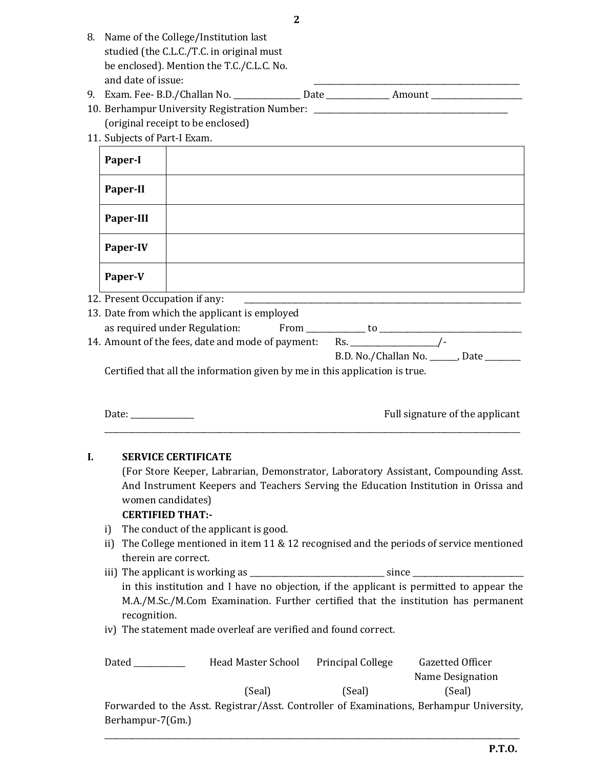8. Name of the College/Institution last studied (the C.L.C./T.C. in original must be enclosed). Mention the T.C./C.L.C. No. and date of issue: ____________________
9. Exam. Fee- B.D./Challan No. ____________ Date ____________ Amount ____________
10. Berhampur University Registration Number: ____________________ (original receipt to be enclosed)
11. Subjects of Part-I Exam.

| | |
|---|---|
| **Paper-I** | |
| **Paper-II** | |
| **Paper-III** | |
| **Paper-IV** | |
| **Paper-V** | |

12. Present Occupation if any: ____________________
13. Date from which the applicant is employed as required under Regulation: From ____________ to ____________
14. Amount of the fees, date and mode of payment: Rs. ____________/-
    B.D. No./Challan No. ______, Date ________

Certified that all the information given by me in this application is true.

Date: ____________ Full signature of the applicant

---

**I. SERVICE CERTIFICATE**

(For Store Keeper, Labrarian, Demonstrator, Laboratory Assistant, Compounding Asst. And Instrument Keepers and Teachers Serving the Education Institution in Orissa and women candidates)

**CERTIFIED THAT:-**

i) The conduct of the applicant is good.

ii) The College mentioned in item 11 & 12 recognised and the periods of service mentioned therein are correct.

iii) The applicant is working as ____________________ since ____________________ in this institution and I have no objection, if the applicant is permitted to appear the M.A./M.Sc./M.Com Examination. Further certified that the institution has permanent recognition.

iv) The statement made overleaf are verified and found correct.

Dated ____________ Head Master School (Seal) Principal College (Seal) Gazetted Officer Name Designation (Seal)

Forwarded to the Asst. Registrar/Asst. Controller of Examinations, Berhampur University, Berhampur-7(Gm.)

---

**P.T.O.**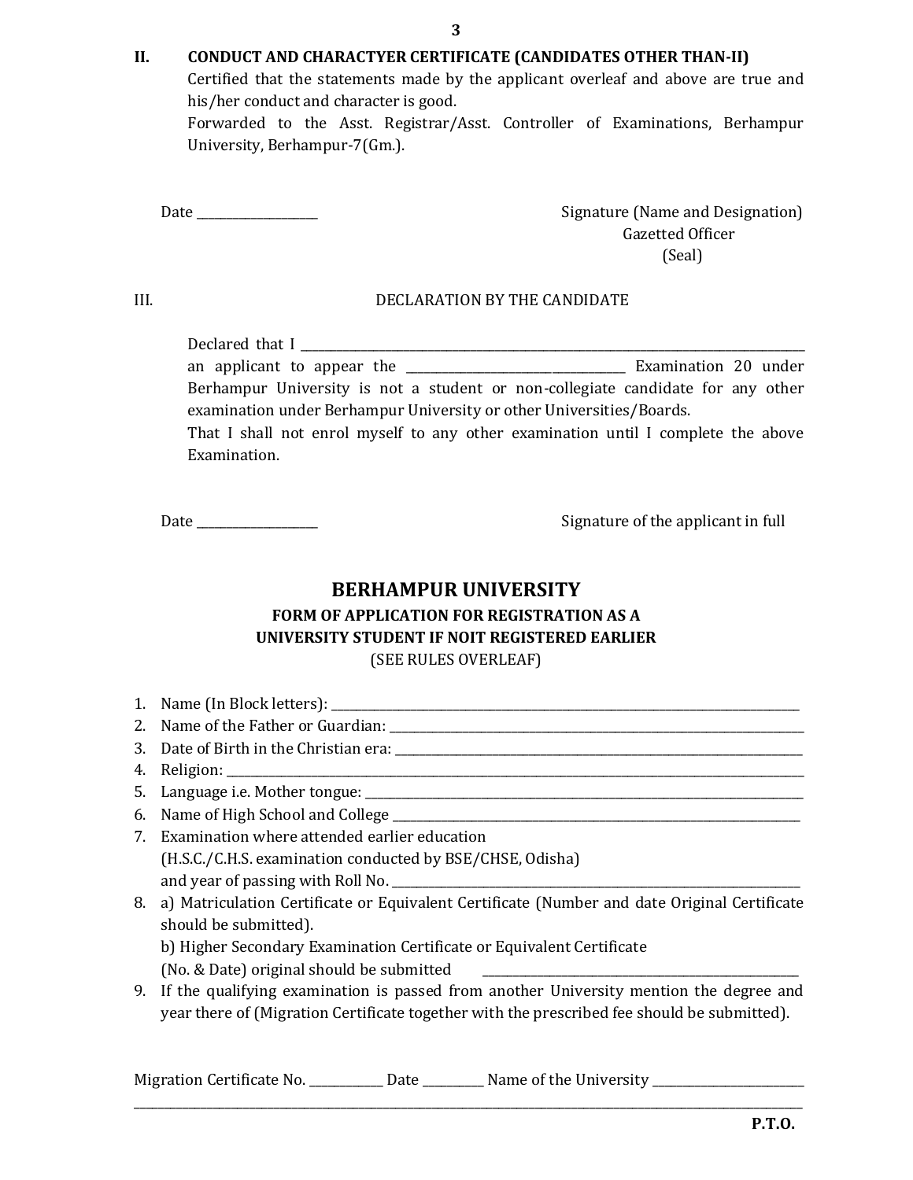**II. CONDUCT AND CHARACTYER CERTIFICATE (CANDIDATES OTHER THAN-II)**

Certified that the statements made by the applicant overleaf and above are true and his/her conduct and character is good.

Forwarded to the Asst. Registrar/Asst. Controller of Examinations, Berhampur University, Berhampur-7(Gm.).

Date ___________________

Signature (Name and Designation)
Gazetted Officer
(Seal)

III. DECLARATION BY THE CANDIDATE

Declared that I ________________________________________________________________________________ an applicant to appear the __________________________________ Examination 20 under Berhampur University is not a student or non-collegiate candidate for any other examination under Berhampur University or other Universities/Boards.

That I shall not enrol myself to any other examination until I complete the above Examination.

Date ___________________

Signature of the applicant in full

## BERHAMPUR UNIVERSITY

### FORM OF APPLICATION FOR REGISTRATION AS A UNIVERSITY STUDENT IF NOIT REGISTERED EARLIER

(SEE RULES OVERLEAF)

1. Name (In Block letters): ____________________________________________________________________________
2. Name of the Father or Guardian: _____________________________________________________________________
3. Date of Birth in the Christian era: _________________________________________________________________
4. Religion: ___________________________________________________________________________________________
5. Language i.e. Mother tongue: ________________________________________________________________________
6. Name of High School and College ____________________________________________________________________
7. Examination where attended earlier education
   (H.S.C./C.H.S. examination conducted by BSE/CHSE, Odisha)
   and year of passing with Roll No. _________________________________________________________________
8. a) Matriculation Certificate or Equivalent Certificate (Number and date Original Certificate should be submitted).
   b) Higher Secondary Examination Certificate or Equivalent Certificate
   (No. & Date) original should be submitted ________________________________________________
9. If the qualifying examination is passed from another University mention the degree and year there of (Migration Certificate together with the prescribed fee should be submitted).

Migration Certificate No. ___________ Date _________ Name of the University _______________________
______________________________________________________________________________________________________

**P.T.O.**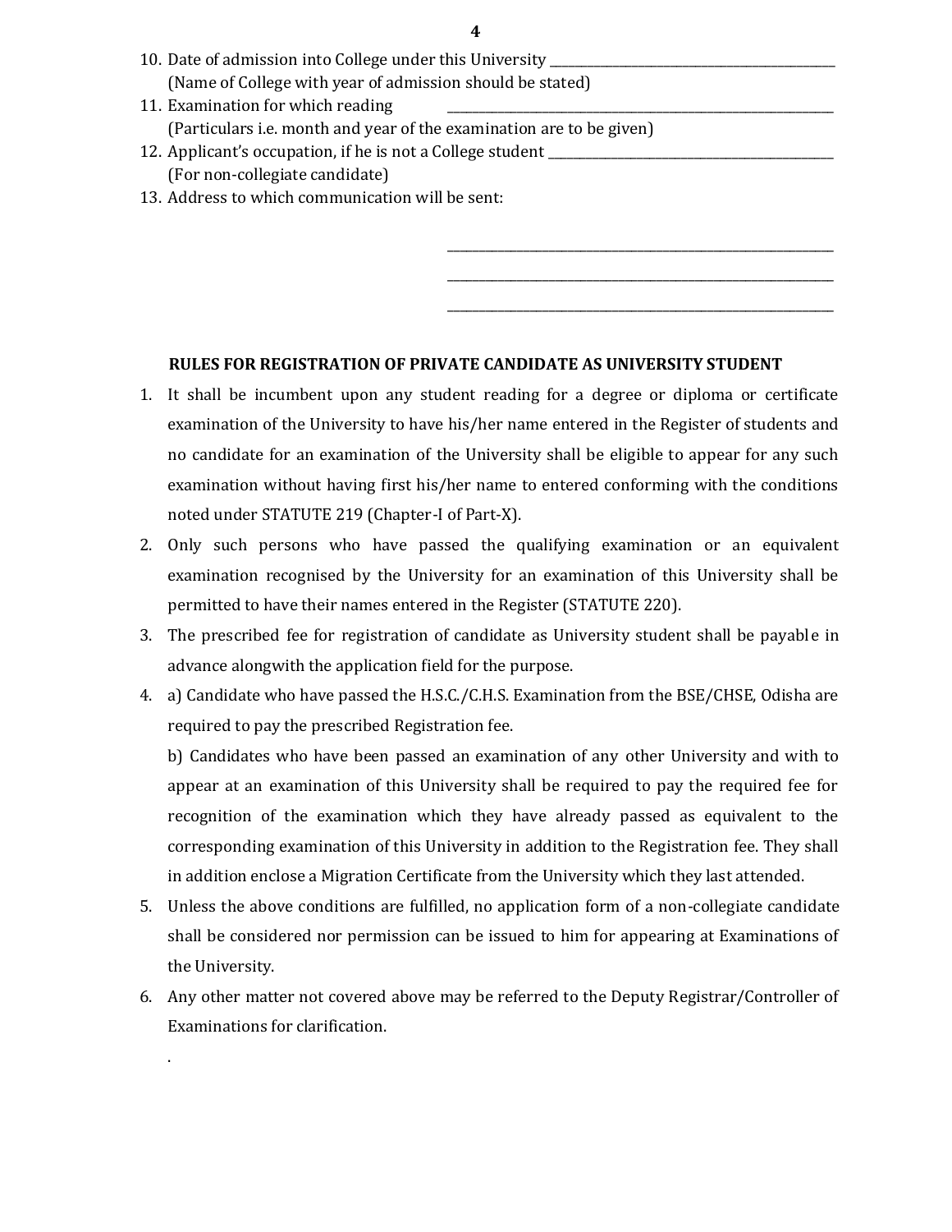10. Date of admission into College under this University \_\_\_\_\_\_\_\_\_\_\_\_\_\_\_\_\_\_\_\_\_\_\_\_\_\_\_\_\_\_\_\_\_\_\_\_\_\_\_\_\_\_\_\_\_
    (Name of College with year of admission should be stated)
11. Examination for which reading \_\_\_\_\_\_\_\_\_\_\_\_\_\_\_\_\_\_\_\_\_\_\_\_\_\_\_\_\_\_\_\_\_\_\_\_\_\_\_\_\_\_\_\_\_\_\_\_\_\_\_\_\_\_\_\_\_\_\_\_
    (Particulars i.e. month and year of the examination are to be given)
12. Applicant's occupation, if he is not a College student \_\_\_\_\_\_\_\_\_\_\_\_\_\_\_\_\_\_\_\_\_\_\_\_\_\_\_\_\_\_\_\_\_\_\_\_\_\_\_\_\_\_\_\_\_
    (For non-collegiate candidate)
13. Address to which communication will be sent:

    \_\_\_\_\_\_\_\_\_\_\_\_\_\_\_\_\_\_\_\_\_\_\_\_\_\_\_\_\_\_\_\_\_\_\_\_\_\_\_\_\_\_\_\_\_\_\_\_\_\_\_\_\_\_\_\_\_\_\_\_

    \_\_\_\_\_\_\_\_\_\_\_\_\_\_\_\_\_\_\_\_\_\_\_\_\_\_\_\_\_\_\_\_\_\_\_\_\_\_\_\_\_\_\_\_\_\_\_\_\_\_\_\_\_\_\_\_\_\_\_\_

    \_\_\_\_\_\_\_\_\_\_\_\_\_\_\_\_\_\_\_\_\_\_\_\_\_\_\_\_\_\_\_\_\_\_\_\_\_\_\_\_\_\_\_\_\_\_\_\_\_\_\_\_\_\_\_\_\_\_\_\_

## RULES FOR REGISTRATION OF PRIVATE CANDIDATE AS UNIVERSITY STUDENT

1. It shall be incumbent upon any student reading for a degree or diploma or certificate examination of the University to have his/her name entered in the Register of students and no candidate for an examination of the University shall be eligible to appear for any such examination without having first his/her name to entered conforming with the conditions noted under STATUTE 219 (Chapter-I of Part-X).
2. Only such persons who have passed the qualifying examination or an equivalent examination recognised by the University for an examination of this University shall be permitted to have their names entered in the Register (STATUTE 220).
3. The prescribed fee for registration of candidate as University student shall be payable in advance alongwith the application field for the purpose.
4. a) Candidate who have passed the H.S.C./C.H.S. Examination from the BSE/CHSE, Odisha are required to pay the prescribed Registration fee.

   b) Candidates who have been passed an examination of any other University and with to appear at an examination of this University shall be required to pay the required fee for recognition of the examination which they have already passed as equivalent to the corresponding examination of this University in addition to the Registration fee. They shall in addition enclose a Migration Certificate from the University which they last attended.
5. Unless the above conditions are fulfilled, no application form of a non-collegiate candidate shall be considered nor permission can be issued to him for appearing at Examinations of the University.
6. Any other matter not covered above may be referred to the Deputy Registrar/Controller of Examinations for clarification.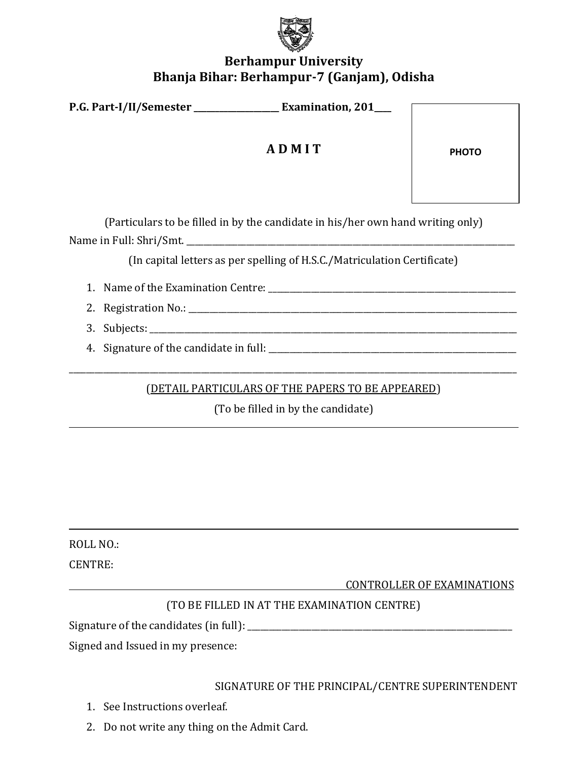# Berhampur University
## Bhanja Bihar: Berhampur-7 (Ganjam), Odisha

**P.G. Part-I/II/Semester ____________________ Examination, 201____**

PHOTO

**A D M I T**

(Particulars to be filled in by the candidate in his/her own hand writing only)

Name in Full: Shri/Smt. ____________________________________________________________________________

(In capital letters as per spelling of H.S.C./Matriculation Certificate)

1. Name of the Examination Centre: ____________________________________________________________
2. Registration No.: __________________________________________________________________________
3. Subjects: ________________________________________________________________________________
4. Signature of the candidate in full: ____________________________________________________________

---

(DETAIL PARTICULARS OF THE PAPERS TO BE APPEARED)

(To be filled in by the candidate)

---

---

ROLL NO.:

CENTRE:

CONTROLLER OF EXAMINATIONS

---

(TO BE FILLED IN AT THE EXAMINATION CENTRE)

Signature of the candidates (in full): ______________________________________________________________

Signed and Issued in my presence:

SIGNATURE OF THE PRINCIPAL/CENTRE SUPERINTENDENT

1. See Instructions overleaf.
2. Do not write any thing on the Admit Card.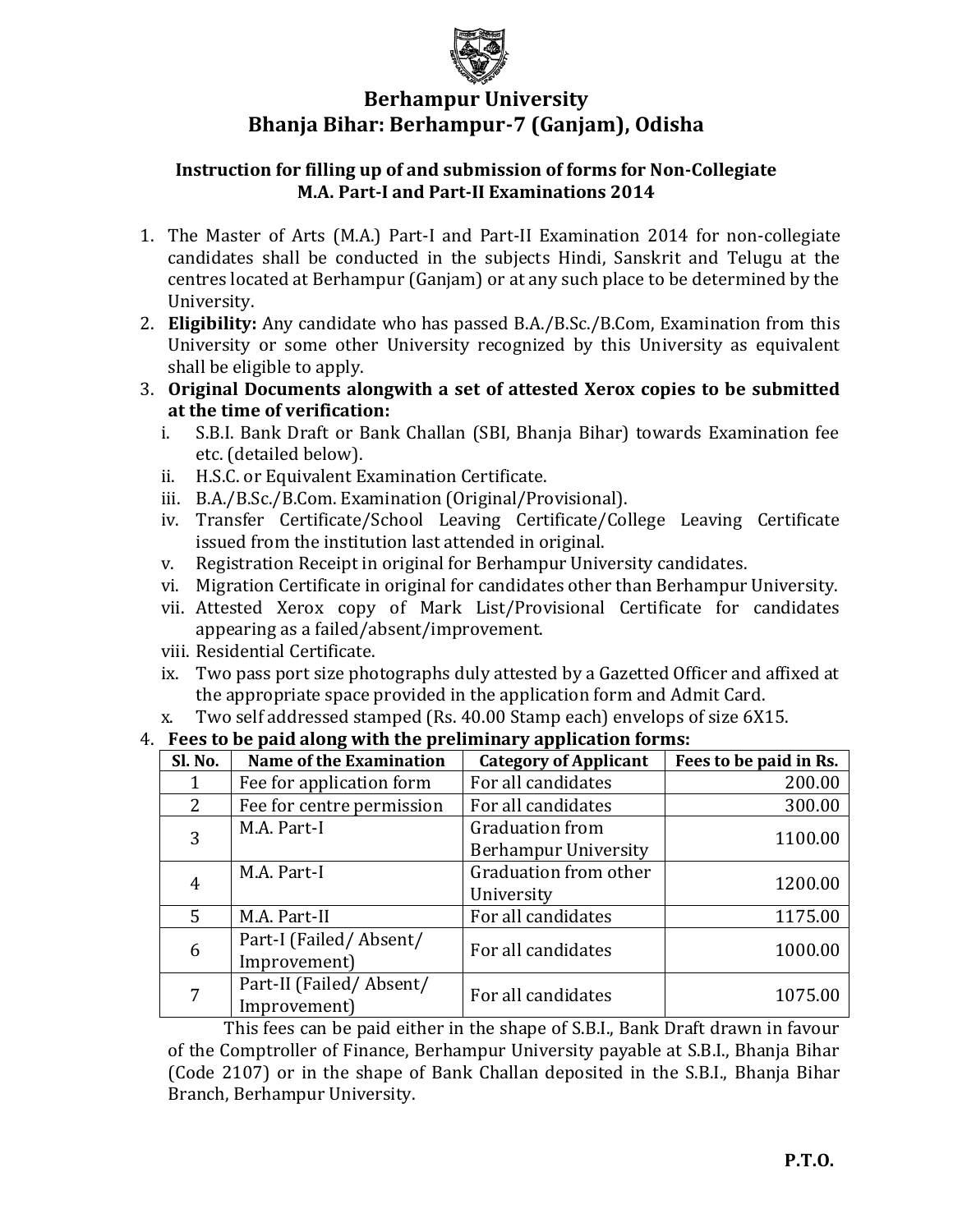# Berhampur University

## Bhanja Bihar: Berhampur-7 (Ganjam), Odisha

### Instruction for filling up of and submission of forms for Non-Collegiate M.A. Part-I and Part-II Examinations 2014

1. The Master of Arts (M.A.) Part-I and Part-II Examination 2014 for non-collegiate candidates shall be conducted in the subjects Hindi, Sanskrit and Telugu at the centres located at Berhampur (Ganjam) or at any such place to be determined by the University.
2. **Eligibility:** Any candidate who has passed B.A./B.Sc./B.Com, Examination from this University or some other University recognized by this University as equivalent shall be eligible to apply.
3. **Original Documents alongwith a set of attested Xerox copies to be submitted at the time of verification:**
   i. S.B.I. Bank Draft or Bank Challan (SBI, Bhanja Bihar) towards Examination fee etc. (detailed below).
   ii. H.S.C. or Equivalent Examination Certificate.
   iii. B.A./B.Sc./B.Com. Examination (Original/Provisional).
   iv. Transfer Certificate/School Leaving Certificate/College Leaving Certificate issued from the institution last attended in original.
   v. Registration Receipt in original for Berhampur University candidates.
   vi. Migration Certificate in original for candidates other than Berhampur University.
   vii. Attested Xerox copy of Mark List/Provisional Certificate for candidates appearing as a failed/absent/improvement.
   viii. Residential Certificate.
   ix. Two pass port size photographs duly attested by a Gazetted Officer and affixed at the appropriate space provided in the application form and Admit Card.
   x. Two self addressed stamped (Rs. 40.00 Stamp each) envelops of size 6X15.
4. **Fees to be paid along with the preliminary application forms:**

| Sl. No. | Name of the Examination | Category of Applicant | Fees to be paid in Rs. |
|---|---|---|---|
| 1 | Fee for application form | For all candidates | 200.00 |
| 2 | Fee for centre permission | For all candidates | 300.00 |
| 3 | M.A. Part-I | Graduation from Berhampur University | 1100.00 |
| 4 | M.A. Part-I | Graduation from other University | 1200.00 |
| 5 | M.A. Part-II | For all candidates | 1175.00 |
| 6 | Part-I (Failed/ Absent/ Improvement) | For all candidates | 1000.00 |
| 7 | Part-II (Failed/ Absent/ Improvement) | For all candidates | 1075.00 |

This fees can be paid either in the shape of S.B.I., Bank Draft drawn in favour of the Comptroller of Finance, Berhampur University payable at S.B.I., Bhanja Bihar (Code 2107) or in the shape of Bank Challan deposited in the S.B.I., Bhanja Bihar Branch, Berhampur University.

**P.T.O.**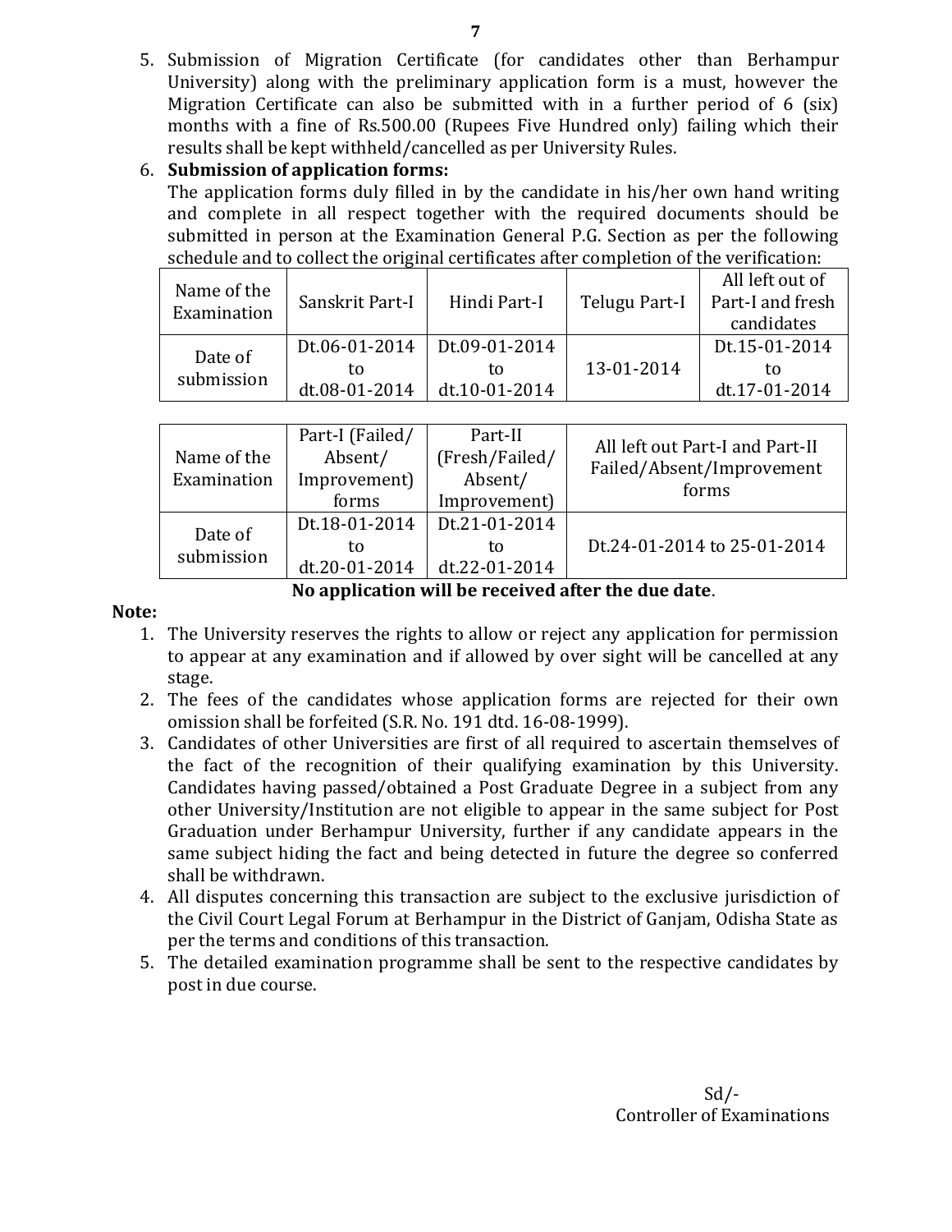5. Submission of Migration Certificate (for candidates other than Berhampur University) along with the preliminary application form is a must, however the Migration Certificate can also be submitted with in a further period of 6 (six) months with a fine of Rs.500.00 (Rupees Five Hundred only) failing which their results shall be kept withheld/cancelled as per University Rules.
6. **Submission of application forms:**
   The application forms duly filled in by the candidate in his/her own hand writing and complete in all respect together with the required documents should be submitted in person at the Examination General P.G. Section as per the following schedule and to collect the original certificates after completion of the verification:

| Name of the Examination | Sanskrit Part-I | Hindi Part-I | Telugu Part-I | All left out of Part-I and fresh candidates |
|---|---|---|---|---|
| Date of submission | Dt.06-01-2014 to dt.08-01-2014 | Dt.09-01-2014 to dt.10-01-2014 | 13-01-2014 | Dt.15-01-2014 to dt.17-01-2014 |

| Name of the Examination | Part-I (Failed/ Absent/ Improvement) forms | Part-II (Fresh/Failed/ Absent/ Improvement) | All left out Part-I and Part-II Failed/Absent/Improvement forms |
|---|---|---|---|
| Date of submission | Dt.18-01-2014 to dt.20-01-2014 | Dt.21-01-2014 to dt.22-01-2014 | Dt.24-01-2014 to 25-01-2014 |

**No application will be received after the due date**.

**Note:**

1. The University reserves the rights to allow or reject any application for permission to appear at any examination and if allowed by over sight will be cancelled at any stage.
2. The fees of the candidates whose application forms are rejected for their own omission shall be forfeited (S.R. No. 191 dtd. 16-08-1999).
3. Candidates of other Universities are first of all required to ascertain themselves of the fact of the recognition of their qualifying examination by this University. Candidates having passed/obtained a Post Graduate Degree in a subject from any other University/Institution are not eligible to appear in the same subject for Post Graduation under Berhampur University, further if any candidate appears in the same subject hiding the fact and being detected in future the degree so conferred shall be withdrawn.
4. All disputes concerning this transaction are subject to the exclusive jurisdiction of the Civil Court Legal Forum at Berhampur in the District of Ganjam, Odisha State as per the terms and conditions of this transaction.
5. The detailed examination programme shall be sent to the respective candidates by post in due course.

Sd/-
Controller of Examinations